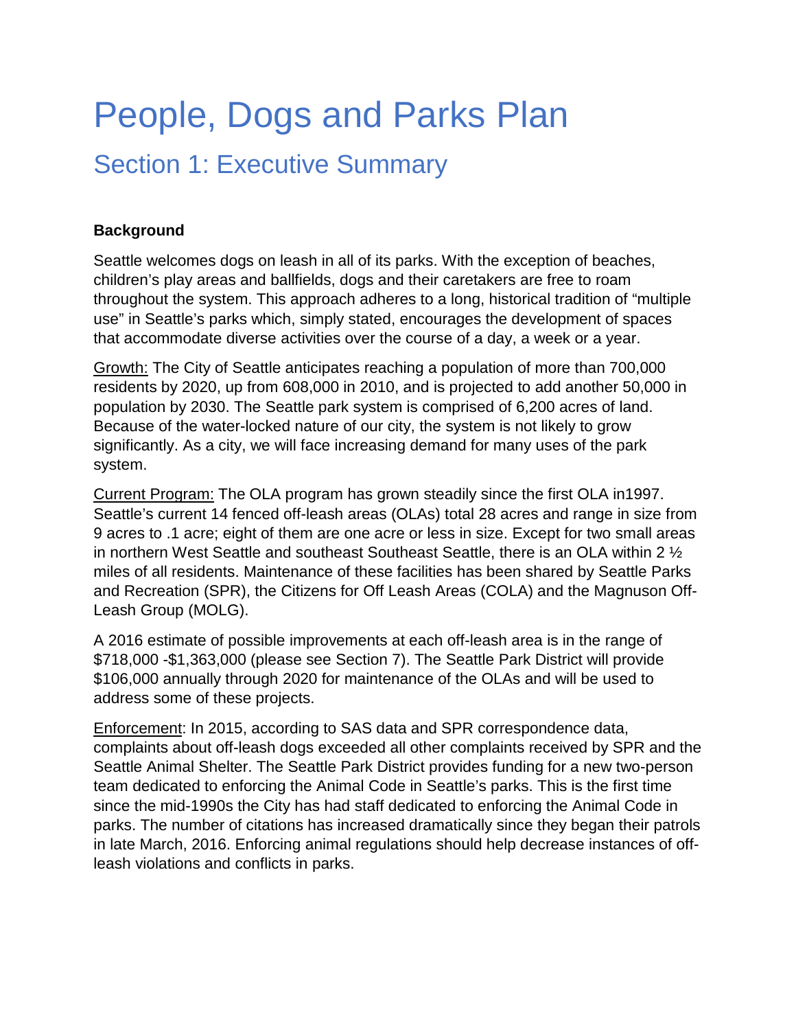# People, Dogs and Parks Plan

## Section 1: Executive Summary

**Background**

Seattle welcomes dogs on leash in all of its parks. With the exception of beaches, children's play areas and ballfields, dogs and their caretakers are free to roam throughout the system. This approach adheres to a long, historical tradition of "multiple use" in Seattle's parks which, simply stated, encourages the development of spaces that accommodate diverse activities over the course of a day, a week or a year.

Growth: The City of Seattle anticipates reaching a population of more than 700,000 residents by 2020, up from 608,000 in 2010, and is projected to add another 50,000 in population by 2030. The Seattle park system is comprised of 6,200 acres of land. Because of the water-locked nature of our city, the system is not likely to grow significantly. As a city, we will face increasing demand for many uses of the park system.

Current Program: The OLA program has grown steadily since the first OLA in1997. Seattle's current 14 fenced off-leash areas (OLAs) total 28 acres and range in size from 9 acres to .1 acre; eight of them are one acre or less in size. Except for two small areas in northern West Seattle and southeast Southeast Seattle, there is an OLA within 2 ½ miles of all residents. Maintenance of these facilities has been shared by Seattle Parks and Recreation (SPR), the Citizens for Off Leash Areas (COLA) and the Magnuson Off-Leash Group (MOLG).

A 2016 estimate of possible improvements at each off-leash area is in the range of $718,000 -$1,363,000 (please see Section 7). The Seattle Park District will provide $106,000 annually through 2020 for maintenance of the OLAs and will be used to address some of these projects.

Enforcement: In 2015, according to SAS data and SPR correspondence data, complaints about off-leash dogs exceeded all other complaints received by SPR and the Seattle Animal Shelter. The Seattle Park District provides funding for a new two-person team dedicated to enforcing the Animal Code in Seattle's parks. This is the first time since the mid-1990s the City has had staff dedicated to enforcing the Animal Code in parks. The number of citations has increased dramatically since they began their patrols in late March, 2016. Enforcing animal regulations should help decrease instances of off-leash violations and conflicts in parks.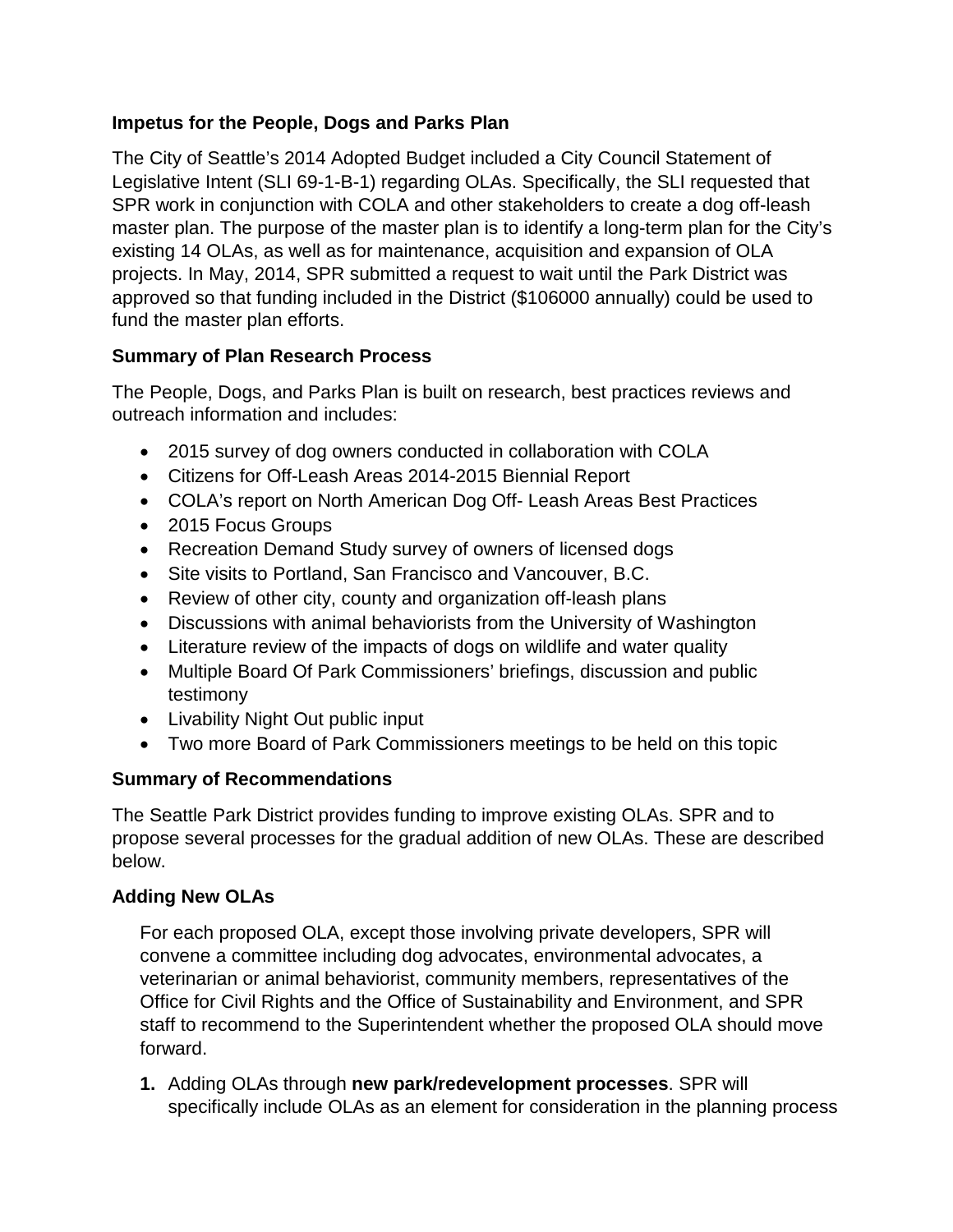**Impetus for the People, Dogs and Parks Plan**

The City of Seattle's 2014 Adopted Budget included a City Council Statement of Legislative Intent (SLI 69-1-B-1) regarding OLAs. Specifically, the SLI requested that SPR work in conjunction with COLA and other stakeholders to create a dog off-leash master plan. The purpose of the master plan is to identify a long-term plan for the City's existing 14 OLAs, as well as for maintenance, acquisition and expansion of OLA projects. In May, 2014, SPR submitted a request to wait until the Park District was approved so that funding included in the District ($106000 annually) could be used to fund the master plan efforts.

**Summary of Plan Research Process**

The People, Dogs, and Parks Plan is built on research, best practices reviews and outreach information and includes:

- 2015 survey of dog owners conducted in collaboration with COLA
- Citizens for Off-Leash Areas 2014-2015 Biennial Report
- COLA's report on North American Dog Off- Leash Areas Best Practices
- 2015 Focus Groups
- Recreation Demand Study survey of owners of licensed dogs
- Site visits to Portland, San Francisco and Vancouver, B.C.
- Review of other city, county and organization off-leash plans
- Discussions with animal behaviorists from the University of Washington
- Literature review of the impacts of dogs on wildlife and water quality
- Multiple Board Of Park Commissioners' briefings, discussion and public testimony
- Livability Night Out public input
- Two more Board of Park Commissioners meetings to be held on this topic

**Summary of Recommendations**

The Seattle Park District provides funding to improve existing OLAs. SPR and to propose several processes for the gradual addition of new OLAs. These are described below.

**Adding New OLAs**

For each proposed OLA, except those involving private developers, SPR will convene a committee including dog advocates, environmental advocates, a veterinarian or animal behaviorist, community members, representatives of the Office for Civil Rights and the Office of Sustainability and Environment, and SPR staff to recommend to the Superintendent whether the proposed OLA should move forward.

1. Adding OLAs through **new park/redevelopment processes**. SPR will specifically include OLAs as an element for consideration in the planning process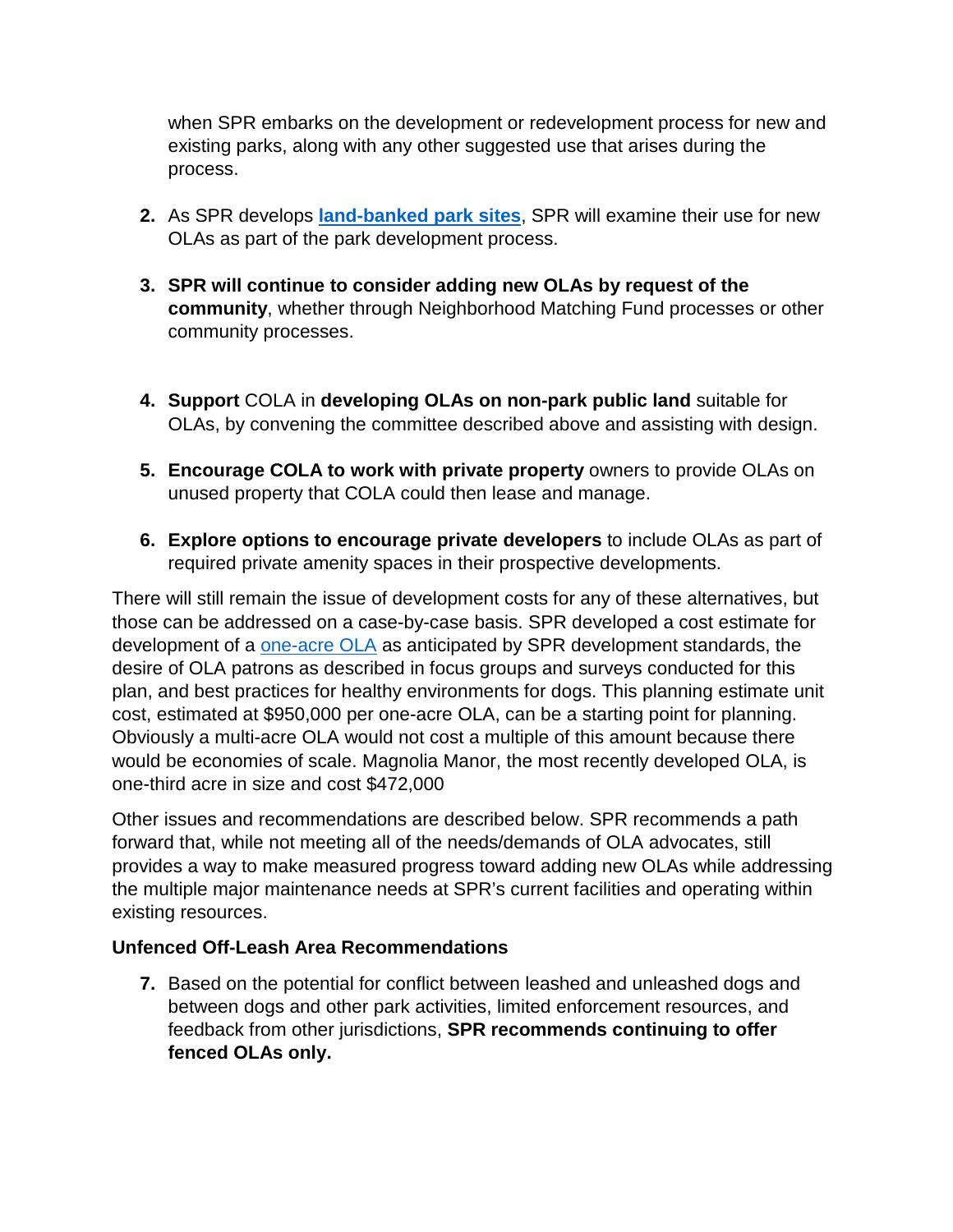when SPR embarks on the development or redevelopment process for new and existing parks, along with any other suggested use that arises during the process.

2. As SPR develops **land-banked park sites**, SPR will examine their use for new OLAs as part of the park development process.

3. **SPR will continue to consider adding new OLAs by request of the community**, whether through Neighborhood Matching Fund processes or other community processes.

4. **Support** COLA in **developing OLAs on non-park public land** suitable for OLAs, by convening the committee described above and assisting with design.

5. **Encourage COLA to work with private property** owners to provide OLAs on unused property that COLA could then lease and manage.

6. **Explore options to encourage private developers** to include OLAs as part of required private amenity spaces in their prospective developments.

There will still remain the issue of development costs for any of these alternatives, but those can be addressed on a case-by-case basis. SPR developed a cost estimate for development of a one-acre OLA as anticipated by SPR development standards, the desire of OLA patrons as described in focus groups and surveys conducted for this plan, and best practices for healthy environments for dogs. This planning estimate unit cost, estimated at $950,000 per one-acre OLA, can be a starting point for planning. Obviously a multi-acre OLA would not cost a multiple of this amount because there would be economies of scale. Magnolia Manor, the most recently developed OLA, is one-third acre in size and cost $472,000

Other issues and recommendations are described below. SPR recommends a path forward that, while not meeting all of the needs/demands of OLA advocates, still provides a way to make measured progress toward adding new OLAs while addressing the multiple major maintenance needs at SPR's current facilities and operating within existing resources.

**Unfenced Off-Leash Area Recommendations**

7. Based on the potential for conflict between leashed and unleashed dogs and between dogs and other park activities, limited enforcement resources, and feedback from other jurisdictions, **SPR recommends continuing to offer fenced OLAs only.**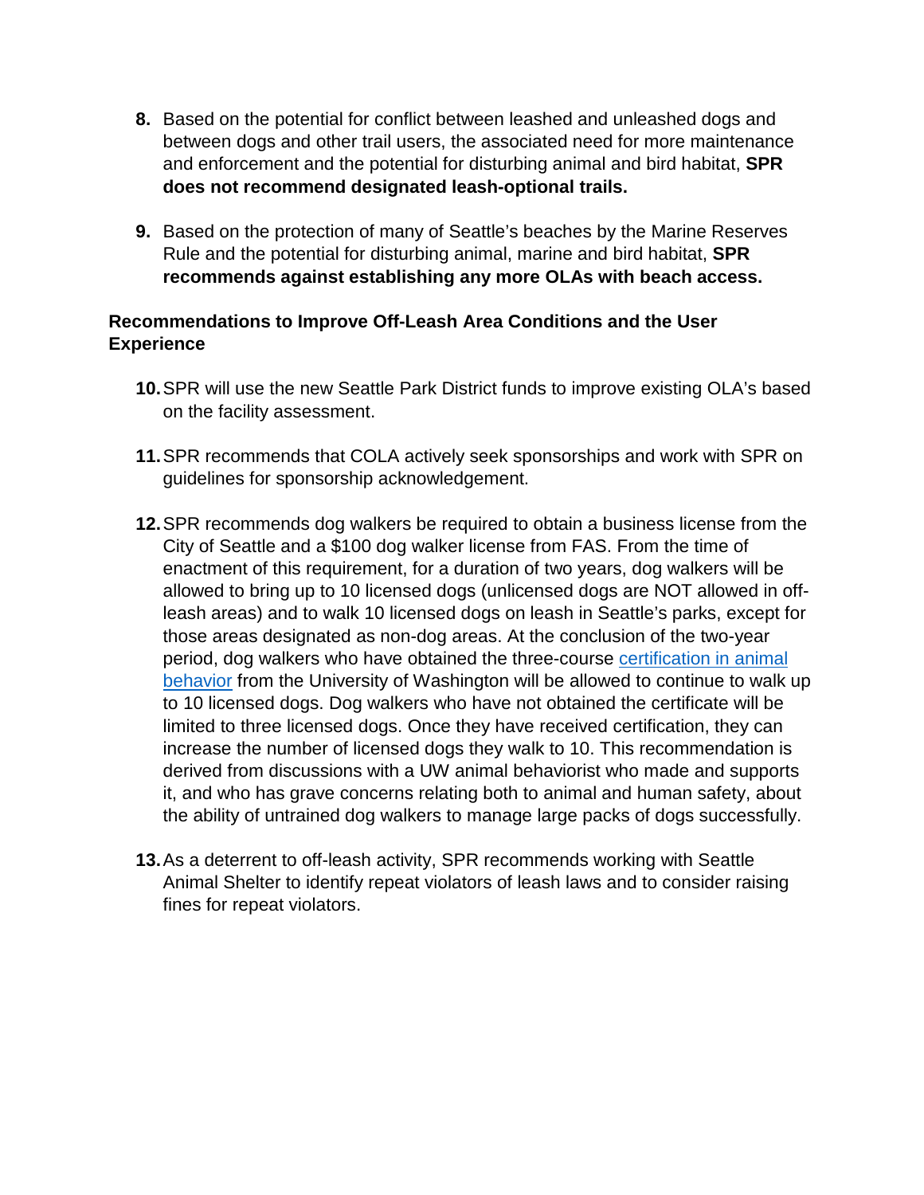8. Based on the potential for conflict between leashed and unleashed dogs and between dogs and other trail users, the associated need for more maintenance and enforcement and the potential for disturbing animal and bird habitat, **SPR does not recommend designated leash-optional trails.**

9. Based on the protection of many of Seattle's beaches by the Marine Reserves Rule and the potential for disturbing animal, marine and bird habitat, **SPR recommends against establishing any more OLAs with beach access.**

**Recommendations to Improve Off-Leash Area Conditions and the User Experience**

10. SPR will use the new Seattle Park District funds to improve existing OLA's based on the facility assessment.

11. SPR recommends that COLA actively seek sponsorships and work with SPR on guidelines for sponsorship acknowledgement.

12. SPR recommends dog walkers be required to obtain a business license from the City of Seattle and a $100 dog walker license from FAS. From the time of enactment of this requirement, for a duration of two years, dog walkers will be allowed to bring up to 10 licensed dogs (unlicensed dogs are NOT allowed in off-leash areas) and to walk 10 licensed dogs on leash in Seattle's parks, except for those areas designated as non-dog areas. At the conclusion of the two-year period, dog walkers who have obtained the three-course certification in animal behavior from the University of Washington will be allowed to continue to walk up to 10 licensed dogs. Dog walkers who have not obtained the certificate will be limited to three licensed dogs. Once they have received certification, they can increase the number of licensed dogs they walk to 10. This recommendation is derived from discussions with a UW animal behaviorist who made and supports it, and who has grave concerns relating both to animal and human safety, about the ability of untrained dog walkers to manage large packs of dogs successfully.

13. As a deterrent to off-leash activity, SPR recommends working with Seattle Animal Shelter to identify repeat violators of leash laws and to consider raising fines for repeat violators.